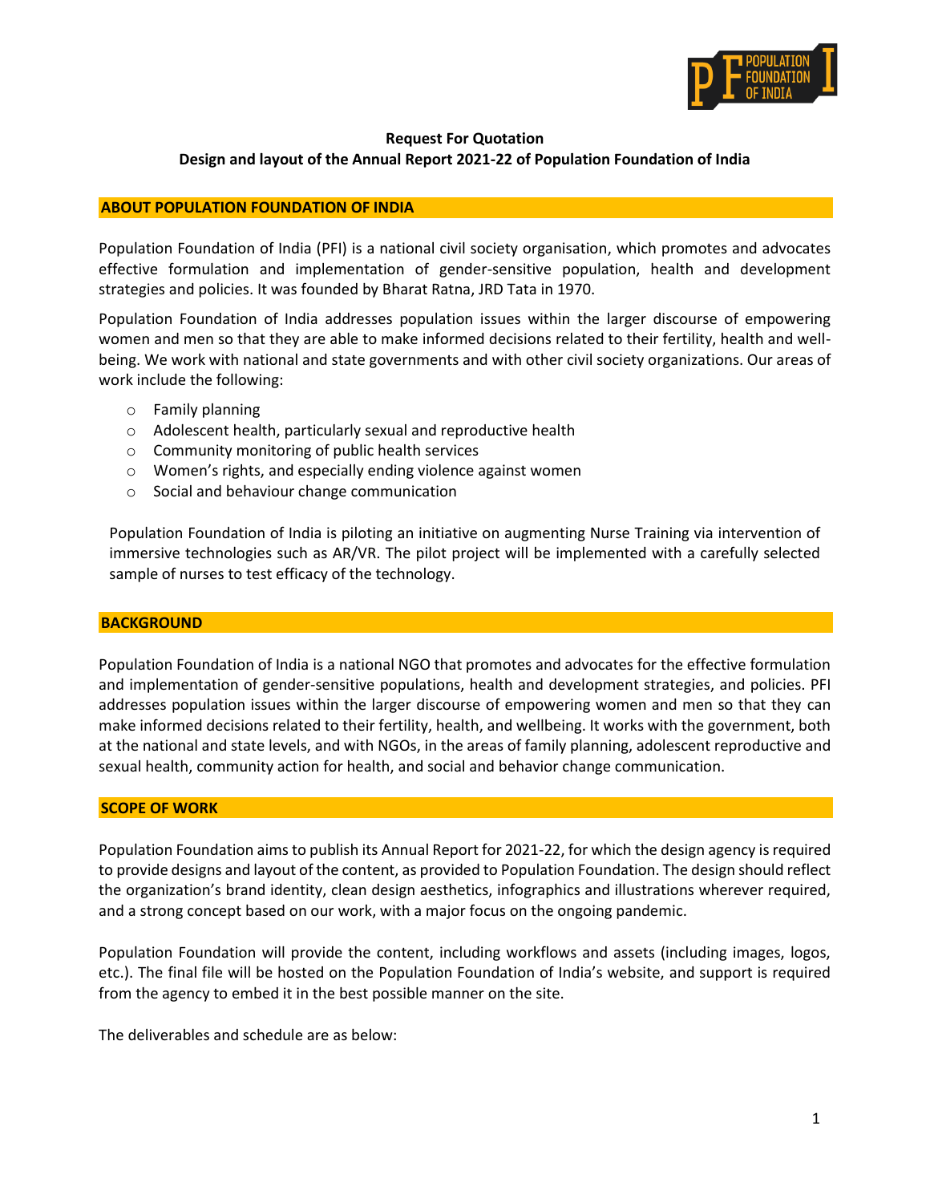**Request For Quotation**

**Design and layout of the Annual Report 2021-22 of Population Foundation of India**

## ABOUT POPULATION FOUNDATION OF INDIA

Population Foundation of India (PFI) is a national civil society organisation, which promotes and advocates effective formulation and implementation of gender-sensitive population, health and development strategies and policies. It was founded by Bharat Ratna, JRD Tata in 1970.

Population Foundation of India addresses population issues within the larger discourse of empowering women and men so that they are able to make informed decisions related to their fertility, health and well-being. We work with national and state governments and with other civil society organizations. Our areas of work include the following:

- Family planning
- Adolescent health, particularly sexual and reproductive health
- Community monitoring of public health services
- Women's rights, and especially ending violence against women
- Social and behaviour change communication

Population Foundation of India is piloting an initiative on augmenting Nurse Training via intervention of immersive technologies such as AR/VR. The pilot project will be implemented with a carefully selected sample of nurses to test efficacy of the technology.

## BACKGROUND

Population Foundation of India is a national NGO that promotes and advocates for the effective formulation and implementation of gender-sensitive populations, health and development strategies, and policies. PFI addresses population issues within the larger discourse of empowering women and men so that they can make informed decisions related to their fertility, health, and wellbeing. It works with the government, both at the national and state levels, and with NGOs, in the areas of family planning, adolescent reproductive and sexual health, community action for health, and social and behavior change communication.

## SCOPE OF WORK

Population Foundation aims to publish its Annual Report for 2021-22, for which the design agency is required to provide designs and layout of the content, as provided to Population Foundation. The design should reflect the organization's brand identity, clean design aesthetics, infographics and illustrations wherever required, and a strong concept based on our work, with a major focus on the ongoing pandemic.

Population Foundation will provide the content, including workflows and assets (including images, logos, etc.). The final file will be hosted on the Population Foundation of India's website, and support is required from the agency to embed it in the best possible manner on the site.

The deliverables and schedule are as below: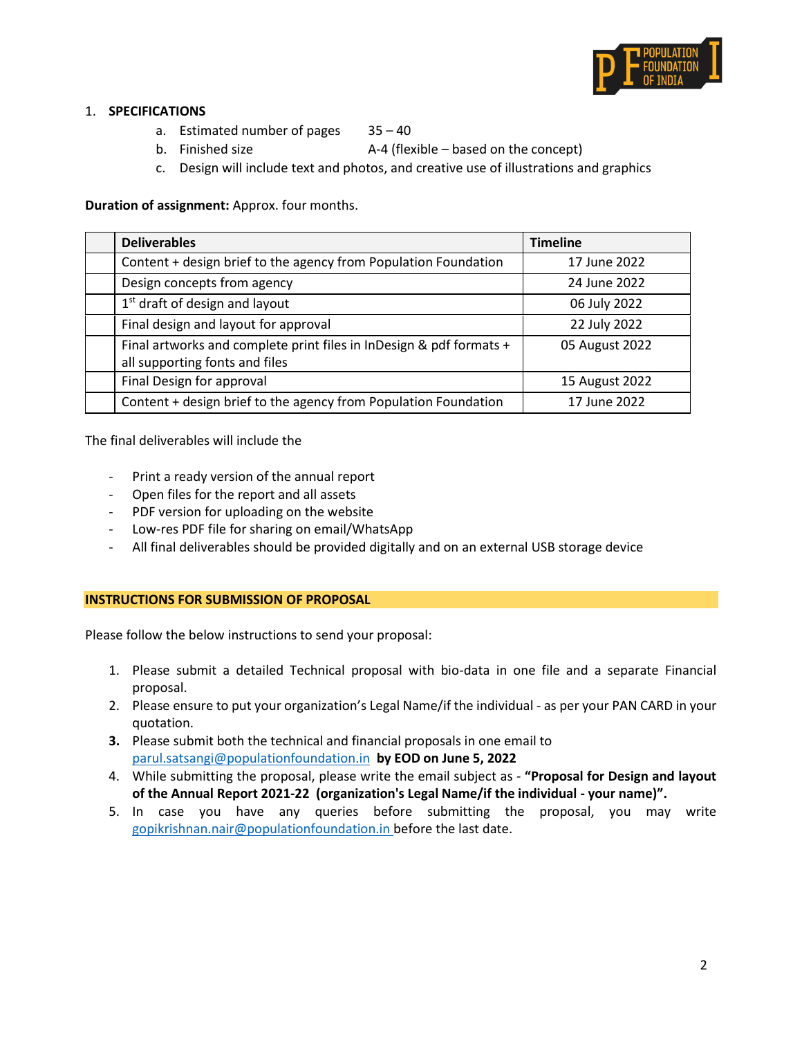1. **SPECIFICATIONS**
    a. Estimated number of pages 35 – 40
    b. Finished size A-4 (flexible – based on the concept)
    c. Design will include text and photos, and creative use of illustrations and graphics

**Duration of assignment:** Approx. four months.

| | Deliverables | Timeline |
|---|---|---|
| | Content + design brief to the agency from Population Foundation | 17 June 2022 |
| | Design concepts from agency | 24 June 2022 |
| | 1st draft of design and layout | 06 July 2022 |
| | Final design and layout for approval | 22 July 2022 |
| | Final artworks and complete print files in InDesign & pdf formats + all supporting fonts and files | 05 August 2022 |
| | Final Design for approval | 15 August 2022 |
| | Content + design brief to the agency from Population Foundation | 17 June 2022 |

The final deliverables will include the

- Print a ready version of the annual report
- Open files for the report and all assets
- PDF version for uploading on the website
- Low-res PDF file for sharing on email/WhatsApp
- All final deliverables should be provided digitally and on an external USB storage device

## INSTRUCTIONS FOR SUBMISSION OF PROPOSAL

Please follow the below instructions to send your proposal:

1. Please submit a detailed Technical proposal with bio-data in one file and a separate Financial proposal.
2. Please ensure to put your organization's Legal Name/if the individual - as per your PAN CARD in your quotation.
3. Please submit both the technical and financial proposals in one email to parul.satsangi@populationfoundation.in **by EOD on June 5, 2022**
4. While submitting the proposal, please write the email subject as - **"Proposal for Design and layout of the Annual Report 2021-22 (organization's Legal Name/if the individual - your name)".**
5. In case you have any queries before submitting the proposal, you may write gopikrishnan.nair@populationfoundation.in before the last date.